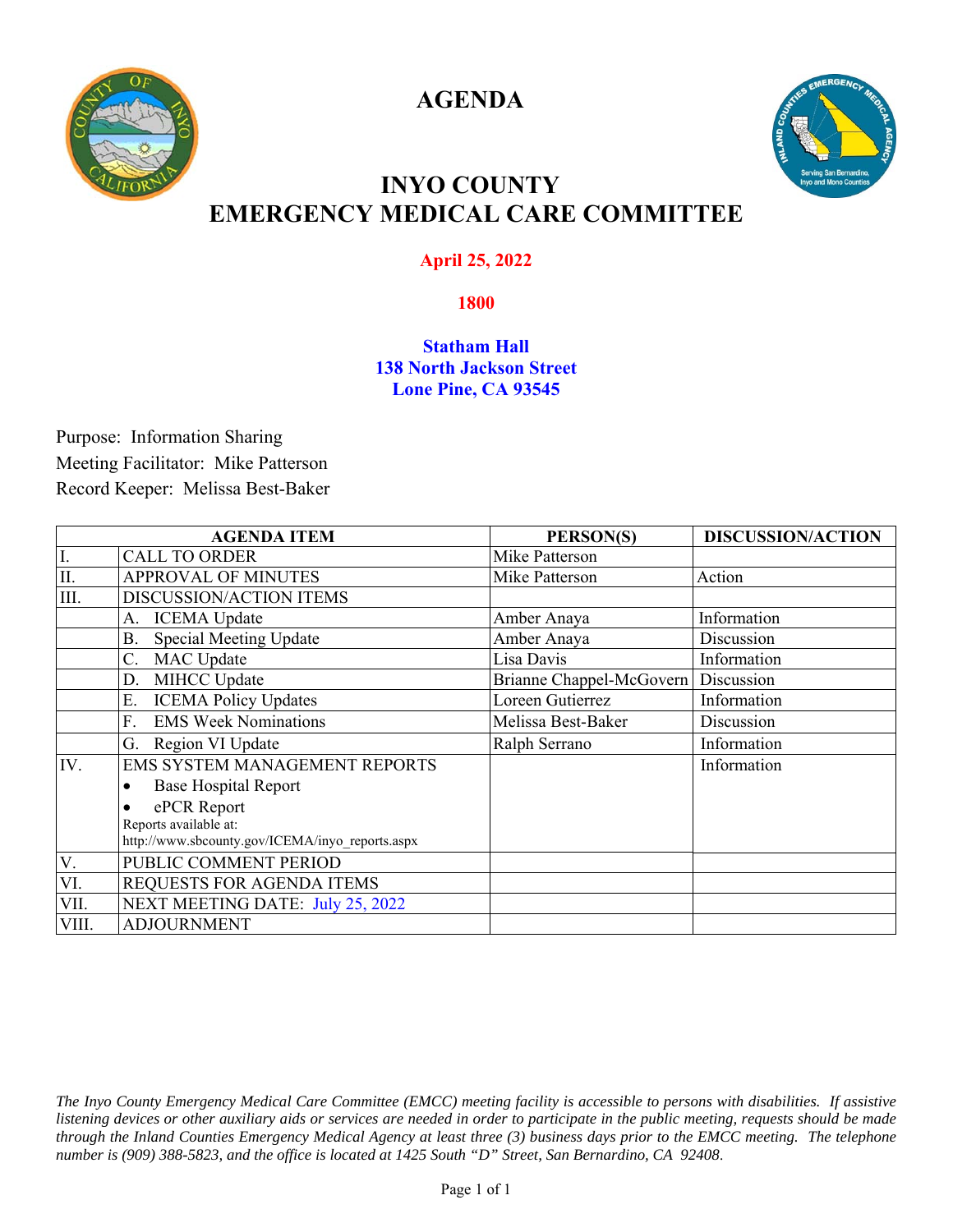# AGENDA

# INYO COUNTY
# EMERGENCY MEDICAL CARE COMMITTEE

**April 25, 2022**

**1800**

**Statham Hall**
**138 North Jackson Street**
**Lone Pine, CA 93545**

Purpose: Information Sharing
Meeting Facilitator: Mike Patterson
Record Keeper: Melissa Best-Baker

| | AGENDA ITEM | PERSON(S) | DISCUSSION/ACTION |
|---|---|---|---|
| I. | CALL TO ORDER | Mike Patterson | |
| II. | APPROVAL OF MINUTES | Mike Patterson | Action |
| III. | DISCUSSION/ACTION ITEMS | | |
| | A. ICEMA Update | Amber Anaya | Information |
| | B. Special Meeting Update | Amber Anaya | Discussion |
| | C. MAC Update | Lisa Davis | Information |
| | D. MIHCC Update | Brianne Chappel-McGovern | Discussion |
| | E. ICEMA Policy Updates | Loreen Gutierrez | Information |
| | F. EMS Week Nominations | Melissa Best-Baker | Discussion |
| | G. Region VI Update | Ralph Serrano | Information |
| IV. | EMS SYSTEM MANAGEMENT REPORTS<br>• Base Hospital Report<br>• ePCR Report<br>Reports available at: http://www.sbcounty.gov/ICEMA/inyo_reports.aspx | | Information |
| V. | PUBLIC COMMENT PERIOD | | |
| VI. | REQUESTS FOR AGENDA ITEMS | | |
| VII. | NEXT MEETING DATE: July 25, 2022 | | |
| VIII. | ADJOURNMENT | | |

*The Inyo County Emergency Medical Care Committee (EMCC) meeting facility is accessible to persons with disabilities. If assistive listening devices or other auxiliary aids or services are needed in order to participate in the public meeting, requests should be made through the Inland Counties Emergency Medical Agency at least three (3) business days prior to the EMCC meeting. The telephone number is (909) 388-5823, and the office is located at 1425 South "D" Street, San Bernardino, CA 92408.*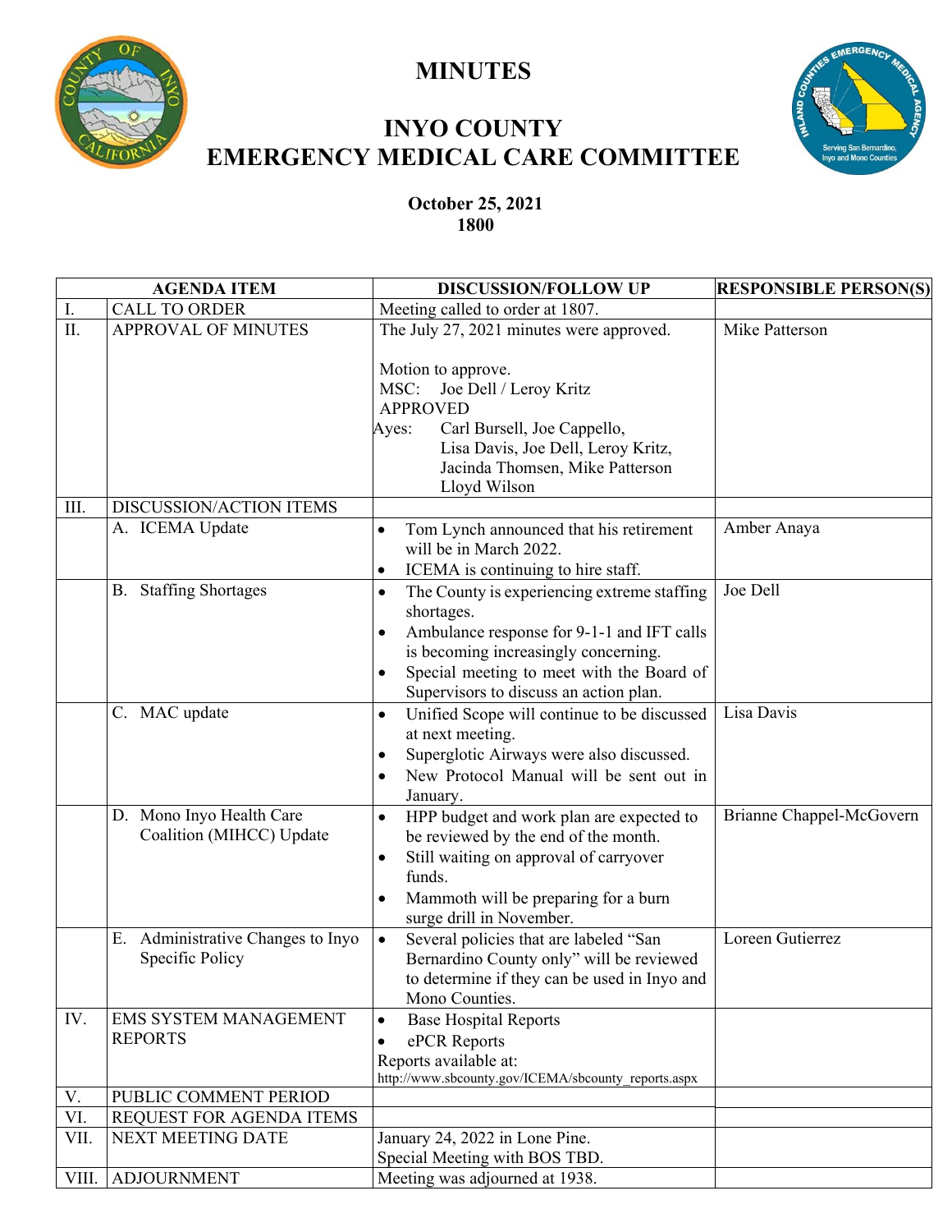# MINUTES

# INYO COUNTY
# EMERGENCY MEDICAL CARE COMMITTEE

**October 25, 2021**
**1800**

| | AGENDA ITEM | DISCUSSION/FOLLOW UP | RESPONSIBLE PERSON(S) |
|---|---|---|---|
| I. | CALL TO ORDER | Meeting called to order at 1807. | |
| II. | APPROVAL OF MINUTES | The July 27, 2021 minutes were approved.<br><br>Motion to approve.<br>MSC: Joe Dell / Leroy Kritz<br>APPROVED<br>Ayes: Carl Bursell, Joe Cappello, Lisa Davis, Joe Dell, Leroy Kritz, Jacinda Thomsen, Mike Patterson Lloyd Wilson | Mike Patterson |
| III. | DISCUSSION/ACTION ITEMS | | |
| | A. ICEMA Update | • Tom Lynch announced that his retirement will be in March 2022.<br>• ICEMA is continuing to hire staff. | Amber Anaya |
| | B. Staffing Shortages | • The County is experiencing extreme staffing shortages.<br>• Ambulance response for 9-1-1 and IFT calls is becoming increasingly concerning.<br>• Special meeting to meet with the Board of Supervisors to discuss an action plan. | Joe Dell |
| | C. MAC update | • Unified Scope will continue to be discussed at next meeting.<br>• Superglotic Airways were also discussed.<br>• New Protocol Manual will be sent out in January. | Lisa Davis |
| | D. Mono Inyo Health Care Coalition (MIHCC) Update | • HPP budget and work plan are expected to be reviewed by the end of the month.<br>• Still waiting on approval of carryover funds.<br>• Mammoth will be preparing for a burn surge drill in November. | Brianne Chappel-McGovern |
| | E. Administrative Changes to Inyo Specific Policy | • Several policies that are labeled "San Bernardino County only" will be reviewed to determine if they can be used in Inyo and Mono Counties. | Loreen Gutierrez |
| IV. | EMS SYSTEM MANAGEMENT REPORTS | • Base Hospital Reports<br>• ePCR Reports<br>Reports available at:<br>http://www.sbcounty.gov/ICEMA/sbcounty_reports.aspx | |
| V. | PUBLIC COMMENT PERIOD | | |
| VI. | REQUEST FOR AGENDA ITEMS | | |
| VII. | NEXT MEETING DATE | January 24, 2022 in Lone Pine.<br>Special Meeting with BOS TBD. | |
| VIII. | ADJOURNMENT | Meeting was adjourned at 1938. | |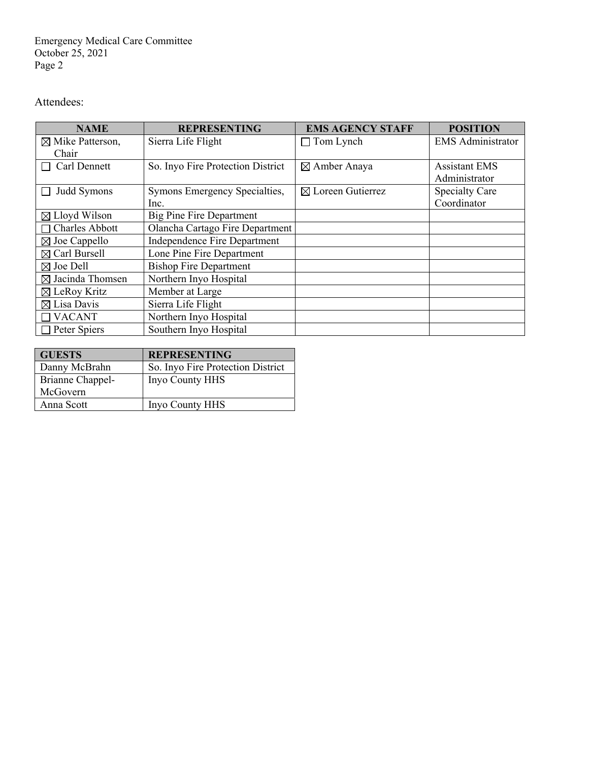Attendees:

| NAME | REPRESENTING | EMS AGENCY STAFF | POSITION |
|---|---|---|---|
| ☒ Mike Patterson, Chair | Sierra Life Flight | ☐ Tom Lynch | EMS Administrator |
| ☐ Carl Dennett | So. Inyo Fire Protection District | ☒ Amber Anaya | Assistant EMS Administrator |
| ☐ Judd Symons | Symons Emergency Specialties, Inc. | ☒ Loreen Gutierrez | Specialty Care Coordinator |
| ☒ Lloyd Wilson | Big Pine Fire Department | | |
| ☐ Charles Abbott | Olancha Cartago Fire Department | | |
| ☒ Joe Cappello | Independence Fire Department | | |
| ☒ Carl Bursell | Lone Pine Fire Department | | |
| ☒ Joe Dell | Bishop Fire Department | | |
| ☒ Jacinda Thomsen | Northern Inyo Hospital | | |
| ☒ LeRoy Kritz | Member at Large | | |
| ☒ Lisa Davis | Sierra Life Flight | | |
| ☐ VACANT | Northern Inyo Hospital | | |
| ☐ Peter Spiers | Southern Inyo Hospital | | |

| GUESTS | REPRESENTING |
|---|---|
| Danny McBrahn | So. Inyo Fire Protection District |
| Brianne Chappel-McGovern | Inyo County HHS |
| Anna Scott | Inyo County HHS |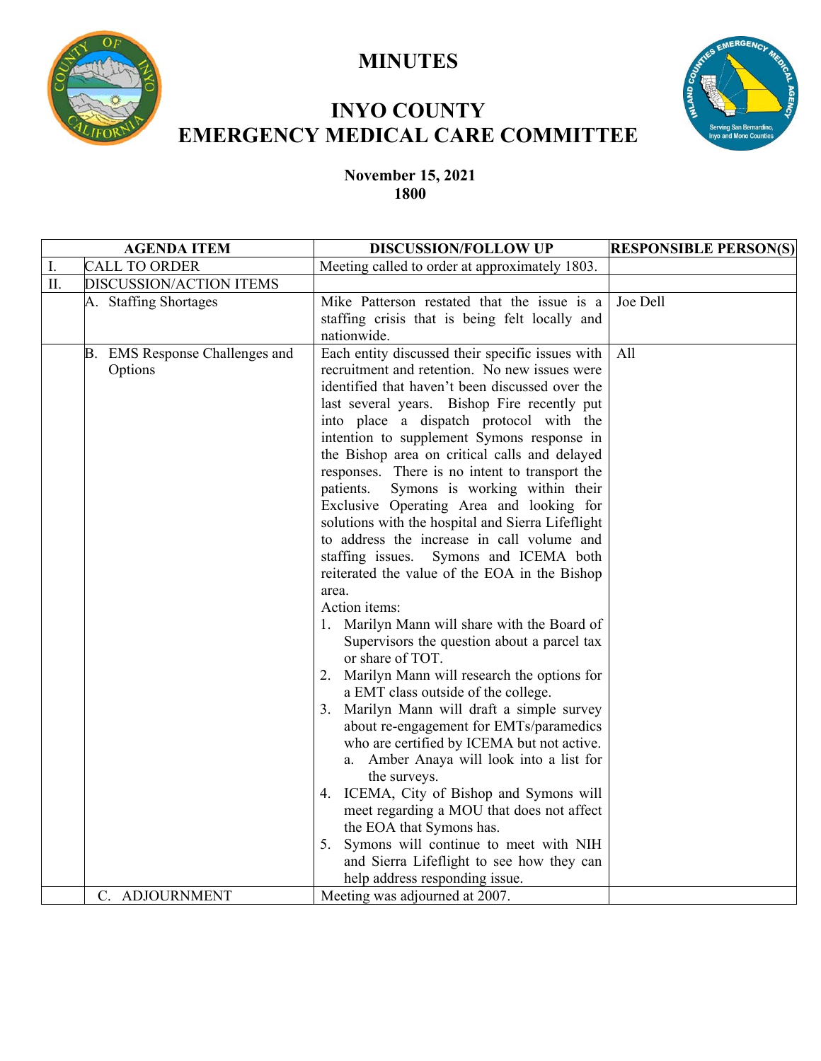# MINUTES

# INYO COUNTY
# EMERGENCY MEDICAL CARE COMMITTEE

**November 15, 2021**
**1800**

| | AGENDA ITEM | DISCUSSION/FOLLOW UP | RESPONSIBLE PERSON(S) |
|---|---|---|---|
| I. | CALL TO ORDER | Meeting called to order at approximately 1803. | |
| II. | DISCUSSION/ACTION ITEMS | | |
| | A. Staffing Shortages | Mike Patterson restated that the issue is a staffing crisis that is being felt locally and nationwide. | Joe Dell |
| | B. EMS Response Challenges and Options | Each entity discussed their specific issues with recruitment and retention. No new issues were identified that haven't been discussed over the last several years. Bishop Fire recently put into place a dispatch protocol with the intention to supplement Symons response in the Bishop area on critical calls and delayed responses. There is no intent to transport the patients. Symons is working within their Exclusive Operating Area and looking for solutions with the hospital and Sierra Lifeflight to address the increase in call volume and staffing issues. Symons and ICEMA both reiterated the value of the EOA in the Bishop area.<br>Action items:<br>1. Marilyn Mann will share with the Board of Supervisors the question about a parcel tax or share of TOT.<br>2. Marilyn Mann will research the options for a EMT class outside of the college.<br>3. Marilyn Mann will draft a simple survey about re-engagement for EMTs/paramedics who are certified by ICEMA but not active.<br>&nbsp;&nbsp;&nbsp;a. Amber Anaya will look into a list for the surveys.<br>4. ICEMA, City of Bishop and Symons will meet regarding a MOU that does not affect the EOA that Symons has.<br>5. Symons will continue to meet with NIH and Sierra Lifeflight to see how they can help address responding issue. | All |
| | C. ADJOURNMENT | Meeting was adjourned at 2007. | |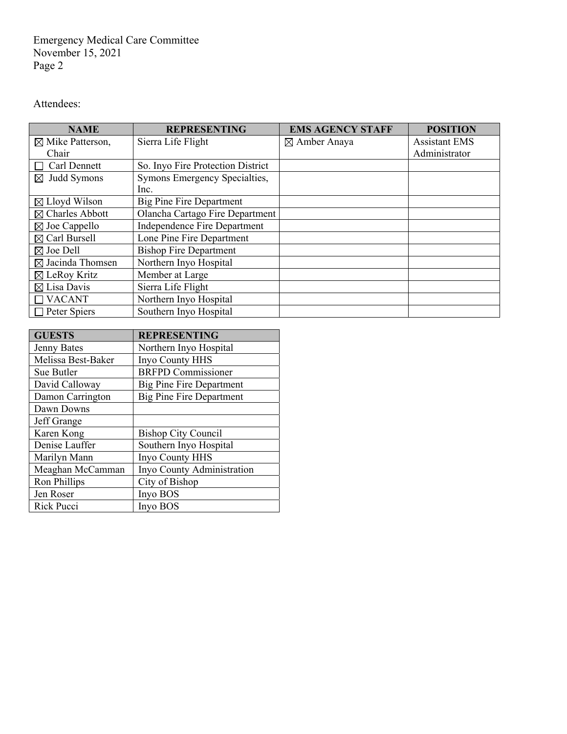Attendees:

| NAME | REPRESENTING | EMS AGENCY STAFF | POSITION |
|---|---|---|---|
| ☒ Mike Patterson, Chair | Sierra Life Flight | ☒ Amber Anaya | Assistant EMS Administrator |
| ☐ Carl Dennett | So. Inyo Fire Protection District | | |
| ☒ Judd Symons | Symons Emergency Specialties, Inc. | | |
| ☒ Lloyd Wilson | Big Pine Fire Department | | |
| ☒ Charles Abbott | Olancha Cartago Fire Department | | |
| ☒ Joe Cappello | Independence Fire Department | | |
| ☒ Carl Bursell | Lone Pine Fire Department | | |
| ☒ Joe Dell | Bishop Fire Department | | |
| ☒ Jacinda Thomsen | Northern Inyo Hospital | | |
| ☒ LeRoy Kritz | Member at Large | | |
| ☒ Lisa Davis | Sierra Life Flight | | |
| ☐ VACANT | Northern Inyo Hospital | | |
| ☐ Peter Spiers | Southern Inyo Hospital | | |

| GUESTS | REPRESENTING |
|---|---|
| Jenny Bates | Northern Inyo Hospital |
| Melissa Best-Baker | Inyo County HHS |
| Sue Butler | BRFPD Commissioner |
| David Calloway | Big Pine Fire Department |
| Damon Carrington | Big Pine Fire Department |
| Dawn Downs | |
| Jeff Grange | |
| Karen Kong | Bishop City Council |
| Denise Lauffer | Southern Inyo Hospital |
| Marilyn Mann | Inyo County HHS |
| Meaghan McCamman | Inyo County Administration |
| Ron Phillips | City of Bishop |
| Jen Roser | Inyo BOS |
| Rick Pucci | Inyo BOS |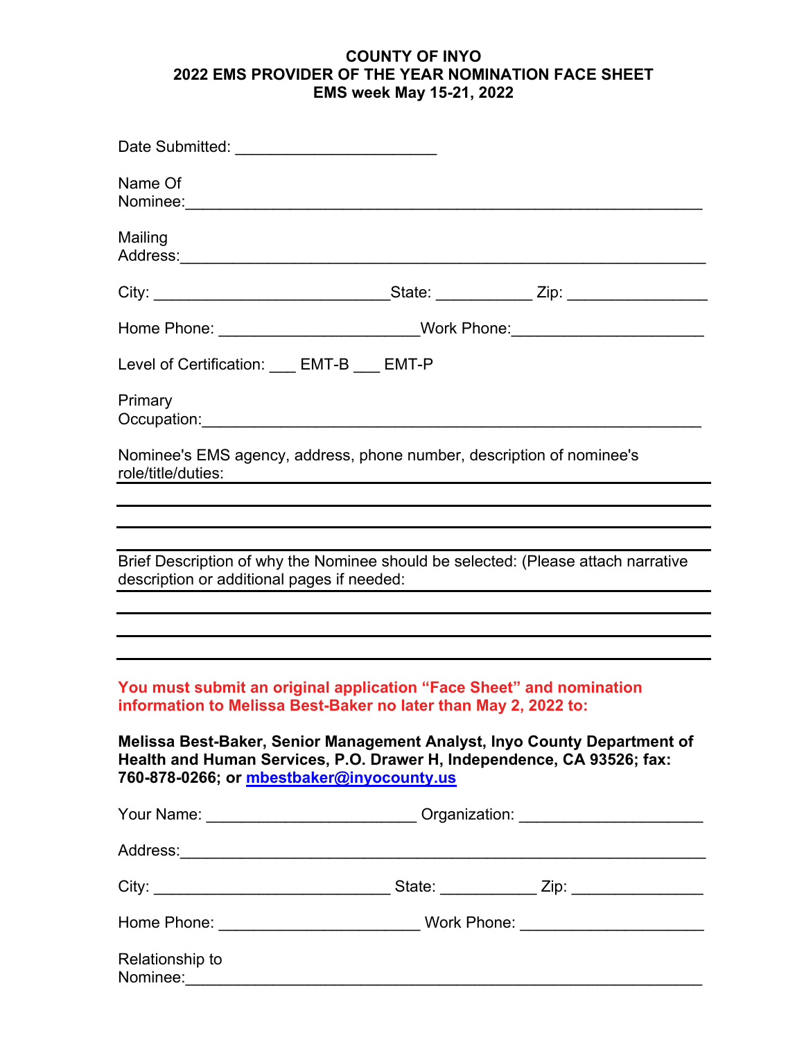**COUNTY OF INYO**
**2022 EMS PROVIDER OF THE YEAR NOMINATION FACE SHEET**
**EMS week May 15-21, 2022**

Date Submitted: ______________________

Name Of Nominee:__________________________________________________________

Mailing Address:__________________________________________________________

City: __________________________State: ___________ Zip: ________________

Home Phone: ______________________Work Phone:_____________________

Level of Certification: ___ EMT-B ___ EMT-P

Primary Occupation:__________________________________________________________

Nominee's EMS agency, address, phone number, description of nominee's role/title/duties:

_________________________________________________________________

_________________________________________________________________

_________________________________________________________________

Brief Description of why the Nominee should be selected: (Please attach narrative description or additional pages if needed:

_________________________________________________________________

_________________________________________________________________

_________________________________________________________________

**You must submit an original application "Face Sheet" and nomination information to Melissa Best-Baker no later than May 2, 2022 to:**

**Melissa Best-Baker, Senior Management Analyst, Inyo County Department of Health and Human Services, P.O. Drawer H, Independence, CA 93526; fax: 760-878-0266; or mbestbaker@inyocounty.us**

Your Name: _______________________ Organization: ____________________

Address:__________________________________________________________

City: __________________________ State: ___________ Zip: _______________

Home Phone: ______________________ Work Phone: _____________________

Relationship to Nominee:__________________________________________________________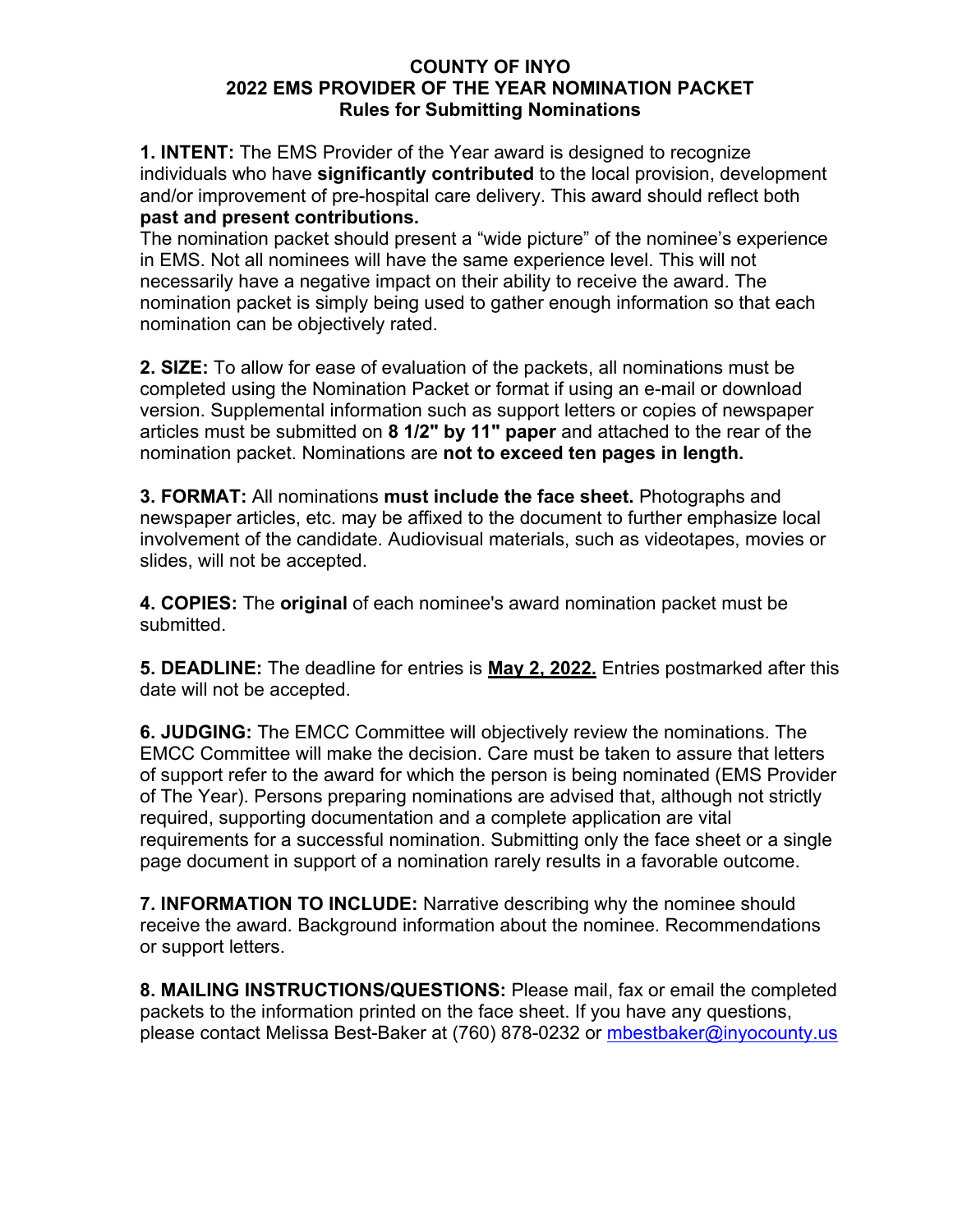# COUNTY OF INYO
## 2022 EMS PROVIDER OF THE YEAR NOMINATION PACKET
### Rules for Submitting Nominations

**1. INTENT:** The EMS Provider of the Year award is designed to recognize individuals who have **significantly contributed** to the local provision, development and/or improvement of pre-hospital care delivery. This award should reflect both **past and present contributions.**
The nomination packet should present a "wide picture" of the nominee's experience in EMS. Not all nominees will have the same experience level. This will not necessarily have a negative impact on their ability to receive the award. The nomination packet is simply being used to gather enough information so that each nomination can be objectively rated.

**2. SIZE:** To allow for ease of evaluation of the packets, all nominations must be completed using the Nomination Packet or format if using an e-mail or download version. Supplemental information such as support letters or copies of newspaper articles must be submitted on **8 1/2" by 11" paper** and attached to the rear of the nomination packet. Nominations are **not to exceed ten pages in length.**

**3. FORMAT:** All nominations **must include the face sheet.** Photographs and newspaper articles, etc. may be affixed to the document to further emphasize local involvement of the candidate. Audiovisual materials, such as videotapes, movies or slides, will not be accepted.

**4. COPIES:** The **original** of each nominee's award nomination packet must be submitted.

**5. DEADLINE:** The deadline for entries is **May 2, 2022.** Entries postmarked after this date will not be accepted.

**6. JUDGING:** The EMCC Committee will objectively review the nominations. The EMCC Committee will make the decision. Care must be taken to assure that letters of support refer to the award for which the person is being nominated (EMS Provider of The Year). Persons preparing nominations are advised that, although not strictly required, supporting documentation and a complete application are vital requirements for a successful nomination. Submitting only the face sheet or a single page document in support of a nomination rarely results in a favorable outcome.

**7. INFORMATION TO INCLUDE:** Narrative describing why the nominee should receive the award. Background information about the nominee. Recommendations or support letters.

**8. MAILING INSTRUCTIONS/QUESTIONS:** Please mail, fax or email the completed packets to the information printed on the face sheet. If you have any questions, please contact Melissa Best-Baker at (760) 878-0232 or mbestbaker@inyocounty.us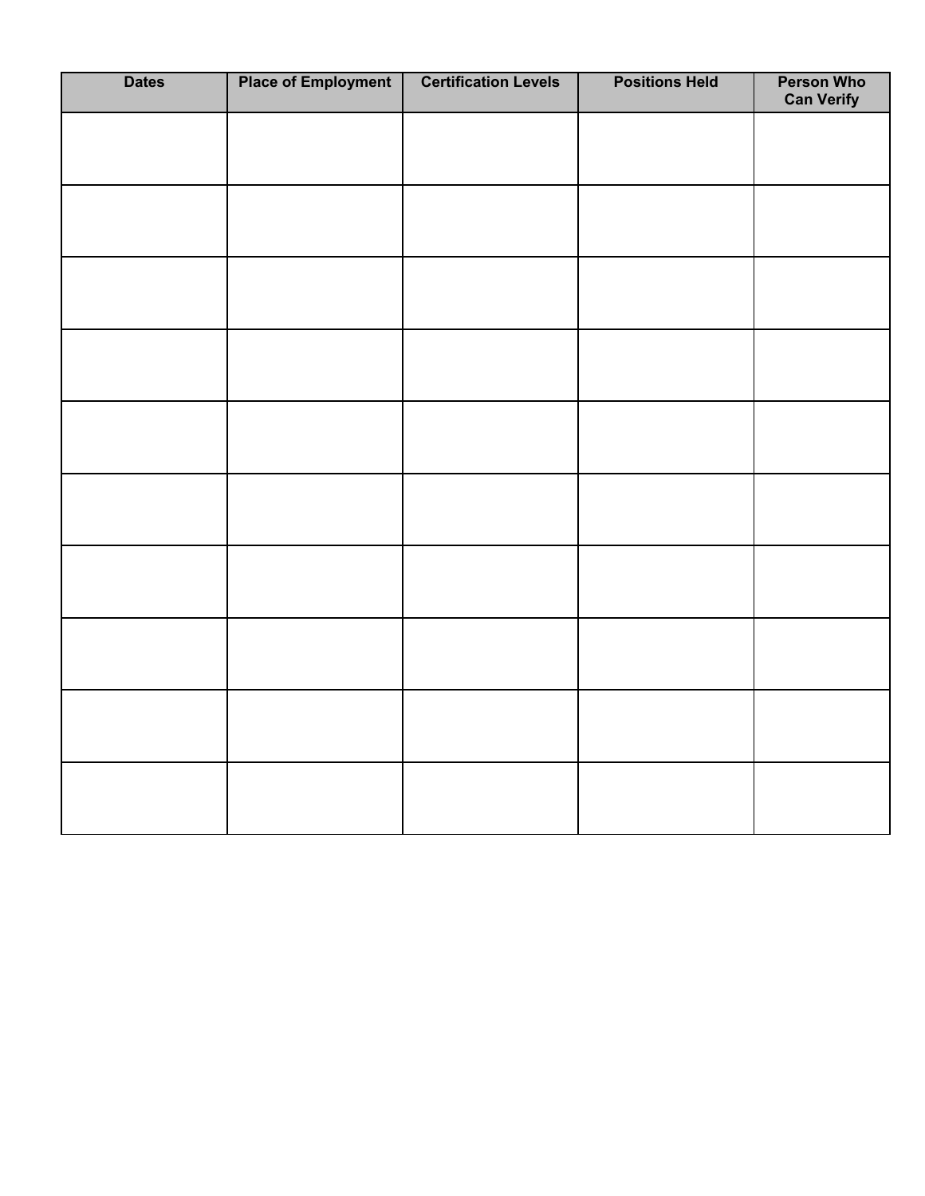| Dates | Place of Employment | Certification Levels | Positions Held | Person Who Can Verify |
| --- | --- | --- | --- | --- |
| | | | | |
| | | | | |
| | | | | |
| | | | | |
| | | | | |
| | | | | |
| | | | | |
| | | | | |
| | | | | |
| | | | | |